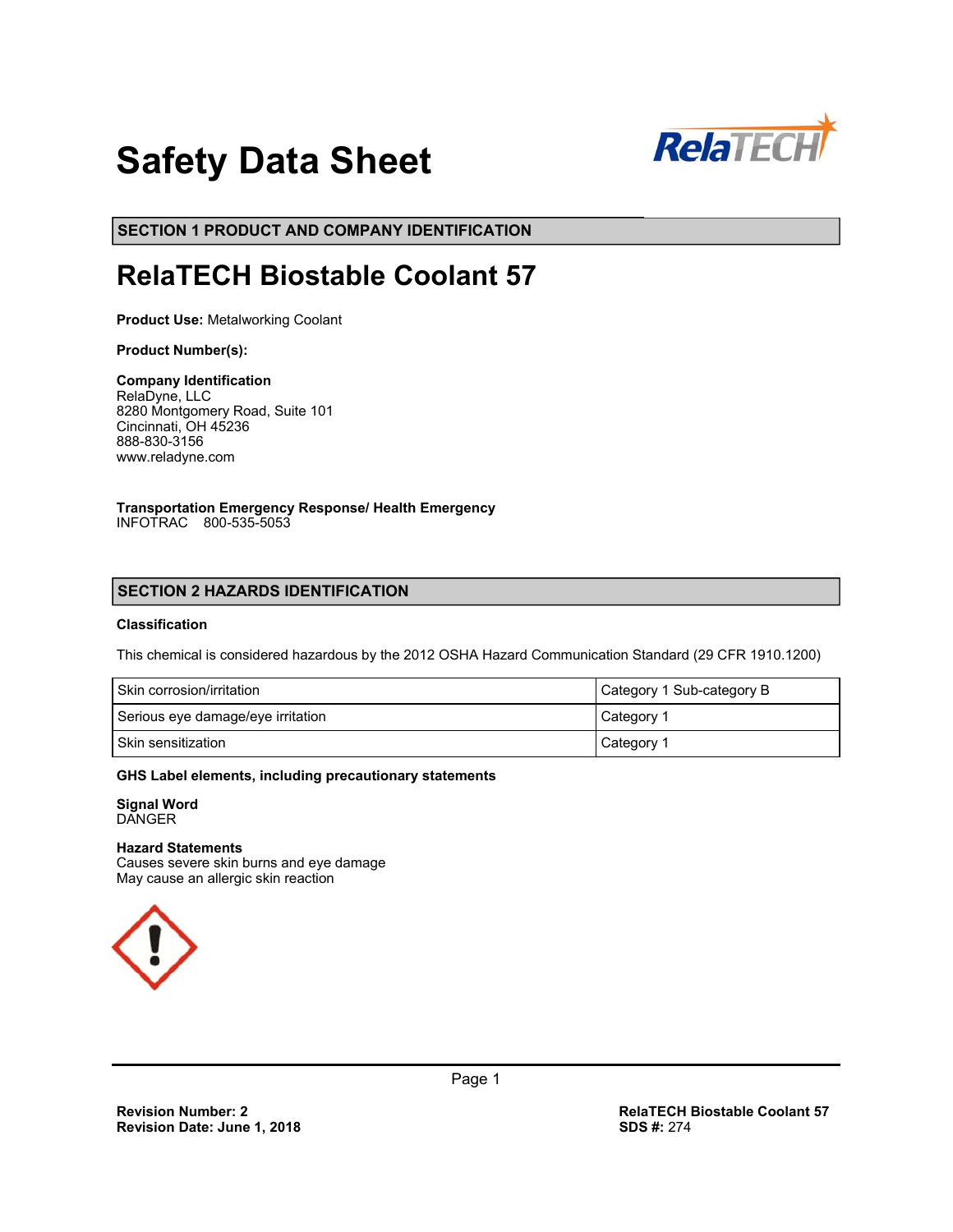# Safety Data Sheet

## SECTION 1 PRODUCT AND COMPANY IDENTIFICATION

# RelaTECH Biostable Coolant 57

**Product Use:** Metalworking Coolant

**Product Number(s):**

**Company Identification**
RelaDyne, LLC
8280 Montgomery Road, Suite 101
Cincinnati, OH 45236
888-830-3156
www.reladyne.com

**Transportation Emergency Response/ Health Emergency**
INFOTRAC 800-535-5053

## SECTION 2 HAZARDS IDENTIFICATION

**Classification**

This chemical is considered hazardous by the 2012 OSHA Hazard Communication Standard (29 CFR 1910.1200)

| Skin corrosion/irritation | Category 1 Sub-category B |
|---|---|
| Serious eye damage/eye irritation | Category 1 |
| Skin sensitization | Category 1 |

**GHS Label elements, including precautionary statements**

**Signal Word**
DANGER

**Hazard Statements**
Causes severe skin burns and eye damage
May cause an allergic skin reaction

**Revision Number: 2**
**Revision Date: June 1, 2018**

**RelaTECH Biostable Coolant 57**
**SDS #:** 274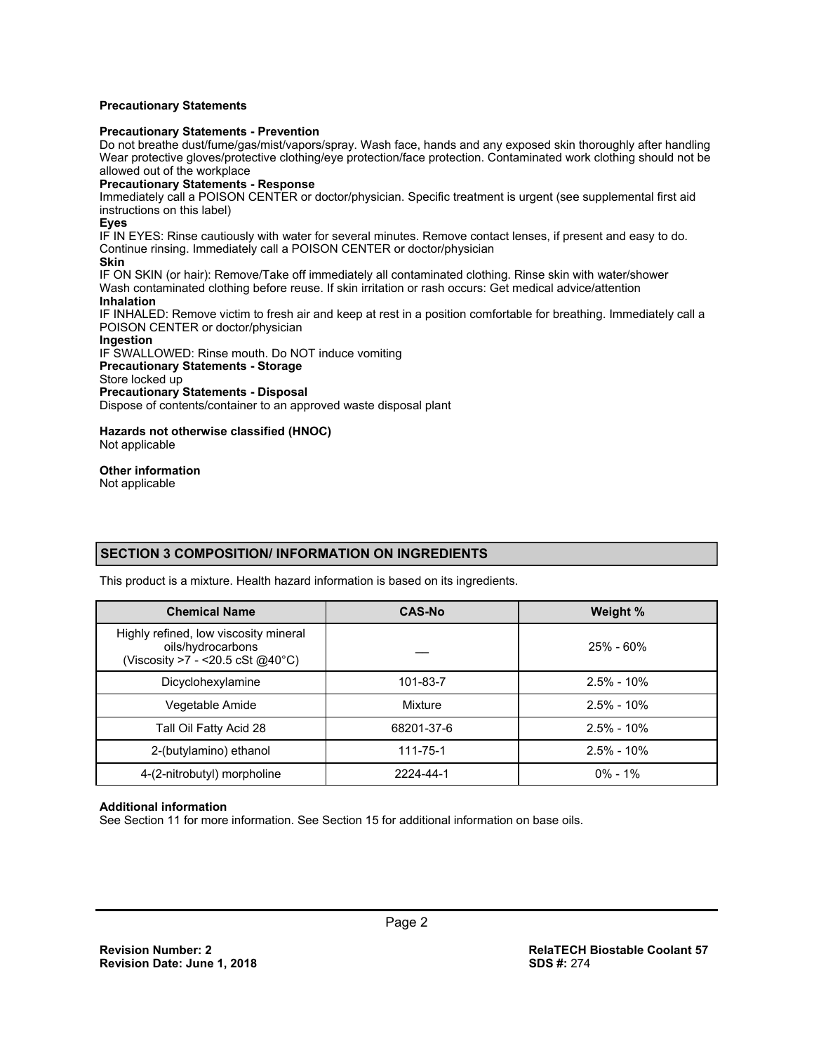**Precautionary Statements**

**Precautionary Statements - Prevention**

Do not breathe dust/fume/gas/mist/vapors/spray. Wash face, hands and any exposed skin thoroughly after handling Wear protective gloves/protective clothing/eye protection/face protection. Contaminated work clothing should not be allowed out of the workplace

**Precautionary Statements - Response**

Immediately call a POISON CENTER or doctor/physician. Specific treatment is urgent (see supplemental first aid instructions on this label)

**Eyes**

IF IN EYES: Rinse cautiously with water for several minutes. Remove contact lenses, if present and easy to do. Continue rinsing. Immediately call a POISON CENTER or doctor/physician

**Skin**

IF ON SKIN (or hair): Remove/Take off immediately all contaminated clothing. Rinse skin with water/shower Wash contaminated clothing before reuse. If skin irritation or rash occurs: Get medical advice/attention

**Inhalation**

IF INHALED: Remove victim to fresh air and keep at rest in a position comfortable for breathing. Immediately call a POISON CENTER or doctor/physician

**Ingestion**

IF SWALLOWED: Rinse mouth. Do NOT induce vomiting

**Precautionary Statements - Storage**

Store locked up

**Precautionary Statements - Disposal**

Dispose of contents/container to an approved waste disposal plant

**Hazards not otherwise classified (HNOC)**

Not applicable

**Other information**

Not applicable

## SECTION 3 COMPOSITION/ INFORMATION ON INGREDIENTS

This product is a mixture. Health hazard information is based on its ingredients.

| Chemical Name | CAS-No | Weight % |
|---|---|---|
| Highly refined, low viscosity mineral oils/hydrocarbons (Viscosity >7 - <20.5 cSt @40°C) | — | 25% - 60% |
| Dicyclohexylamine | 101-83-7 | 2.5% - 10% |
| Vegetable Amide | Mixture | 2.5% - 10% |
| Tall Oil Fatty Acid 28 | 68201-37-6 | 2.5% - 10% |
| 2-(butylamino) ethanol | 111-75-1 | 2.5% - 10% |
| 4-(2-nitrobutyl) morpholine | 2224-44-1 | 0% - 1% |

**Additional information**

See Section 11 for more information. See Section 15 for additional information on base oils.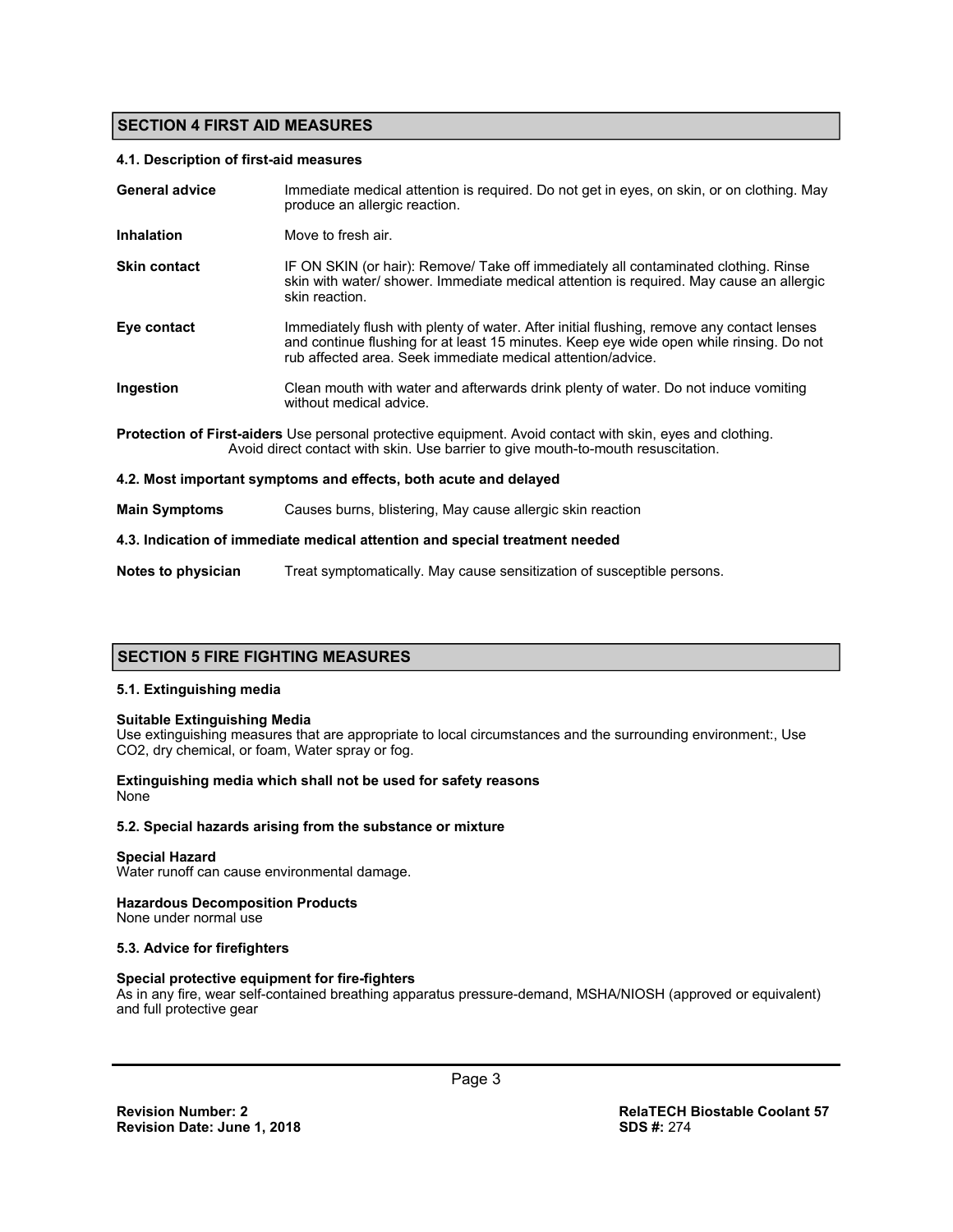## SECTION 4 FIRST AID MEASURES

### 4.1. Description of first-aid measures

**General advice** Immediate medical attention is required. Do not get in eyes, on skin, or on clothing. May produce an allergic reaction.

**Inhalation** Move to fresh air.

**Skin contact** IF ON SKIN (or hair): Remove/ Take off immediately all contaminated clothing. Rinse skin with water/ shower. Immediate medical attention is required. May cause an allergic skin reaction.

**Eye contact** Immediately flush with plenty of water. After initial flushing, remove any contact lenses and continue flushing for at least 15 minutes. Keep eye wide open while rinsing. Do not rub affected area. Seek immediate medical attention/advice.

**Ingestion** Clean mouth with water and afterwards drink plenty of water. Do not induce vomiting without medical advice.

**Protection of First-aiders** Use personal protective equipment. Avoid contact with skin, eyes and clothing. Avoid direct contact with skin. Use barrier to give mouth-to-mouth resuscitation.

### 4.2. Most important symptoms and effects, both acute and delayed

**Main Symptoms** Causes burns, blistering, May cause allergic skin reaction

### 4.3. Indication of immediate medical attention and special treatment needed

**Notes to physician** Treat symptomatically. May cause sensitization of susceptible persons.

## SECTION 5 FIRE FIGHTING MEASURES

### 5.1. Extinguishing media

**Suitable Extinguishing Media**
Use extinguishing measures that are appropriate to local circumstances and the surrounding environment:, Use $CO_2$, dry chemical, or foam, Water spray or fog.

**Extinguishing media which shall not be used for safety reasons**
None

### 5.2. Special hazards arising from the substance or mixture

**Special Hazard**
Water runoff can cause environmental damage.

**Hazardous Decomposition Products**
None under normal use

### 5.3. Advice for firefighters

**Special protective equipment for fire-fighters**
As in any fire, wear self-contained breathing apparatus pressure-demand, MSHA/NIOSH (approved or equivalent) and full protective gear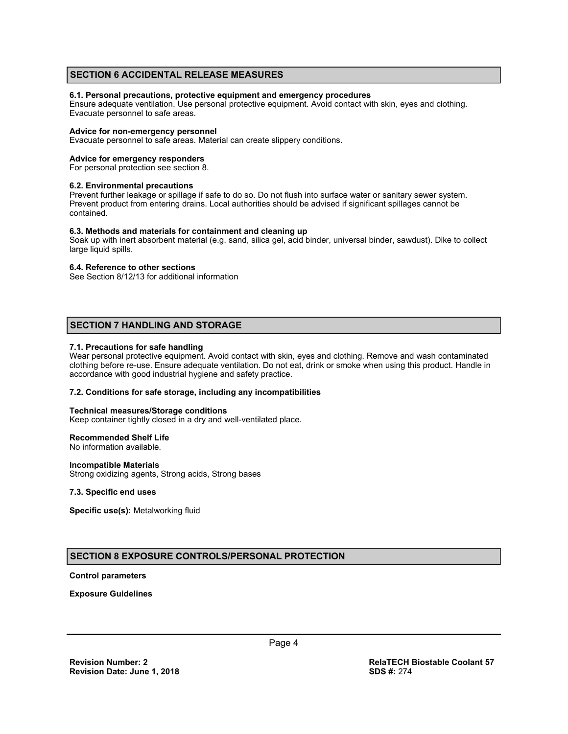## SECTION 6 ACCIDENTAL RELEASE MEASURES

**6.1. Personal precautions, protective equipment and emergency procedures**
Ensure adequate ventilation. Use personal protective equipment. Avoid contact with skin, eyes and clothing. Evacuate personnel to safe areas.

**Advice for non-emergency personnel**
Evacuate personnel to safe areas. Material can create slippery conditions.

**Advice for emergency responders**
For personal protection see section 8.

**6.2. Environmental precautions**
Prevent further leakage or spillage if safe to do so. Do not flush into surface water or sanitary sewer system. Prevent product from entering drains. Local authorities should be advised if significant spillages cannot be contained.

**6.3. Methods and materials for containment and cleaning up**
Soak up with inert absorbent material (e.g. sand, silica gel, acid binder, universal binder, sawdust). Dike to collect large liquid spills.

**6.4. Reference to other sections**
See Section 8/12/13 for additional information

## SECTION 7 HANDLING AND STORAGE

**7.1. Precautions for safe handling**
Wear personal protective equipment. Avoid contact with skin, eyes and clothing. Remove and wash contaminated clothing before re-use. Ensure adequate ventilation. Do not eat, drink or smoke when using this product. Handle in accordance with good industrial hygiene and safety practice.

**7.2. Conditions for safe storage, including any incompatibilities**

**Technical measures/Storage conditions**
Keep container tightly closed in a dry and well-ventilated place.

**Recommended Shelf Life**
No information available.

**Incompatible Materials**
Strong oxidizing agents, Strong acids, Strong bases

**7.3. Specific end uses**

**Specific use(s):** Metalworking fluid

## SECTION 8 EXPOSURE CONTROLS/PERSONAL PROTECTION

**Control parameters**

**Exposure Guidelines**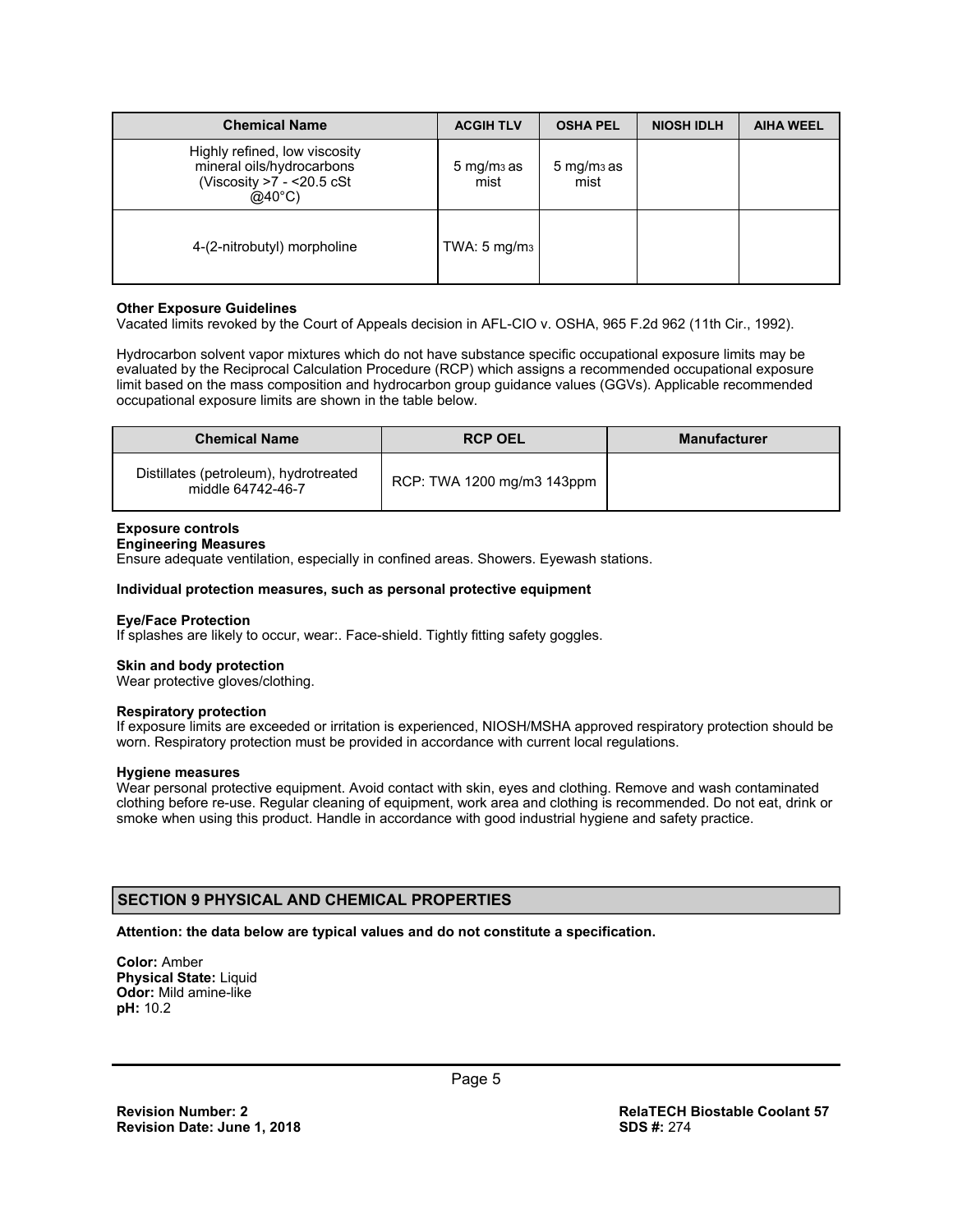| Chemical Name | ACGIH TLV | OSHA PEL | NIOSH IDLH | AIHA WEEL |
| --- | --- | --- | --- | --- |
| Highly refined, low viscosity mineral oils/hydrocarbons (Viscosity >7 - <20.5 cSt @40°C) | 5 $mg/m^3$ as mist | 5 $mg/m^3$ as mist | | |
| 4-(2-nitrobutyl) morpholine | TWA: 5 $mg/m^3$ | | | |

**Other Exposure Guidelines**
Vacated limits revoked by the Court of Appeals decision in AFL-CIO v. OSHA, 965 F.2d 962 (11th Cir., 1992).

Hydrocarbon solvent vapor mixtures which do not have substance specific occupational exposure limits may be evaluated by the Reciprocal Calculation Procedure (RCP) which assigns a recommended occupational exposure limit based on the mass composition and hydrocarbon group guidance values (GGVs). Applicable recommended occupational exposure limits are shown in the table below.

| Chemical Name | RCP OEL | Manufacturer |
| --- | --- | --- |
| Distillates (petroleum), hydrotreated middle 64742-46-7 | RCP: TWA 1200 mg/m3 143ppm | |

**Exposure controls**
**Engineering Measures**
Ensure adequate ventilation, especially in confined areas. Showers. Eyewash stations.

**Individual protection measures, such as personal protective equipment**

**Eye/Face Protection**
If splashes are likely to occur, wear:. Face-shield. Tightly fitting safety goggles.

**Skin and body protection**
Wear protective gloves/clothing.

**Respiratory protection**
If exposure limits are exceeded or irritation is experienced, NIOSH/MSHA approved respiratory protection should be worn. Respiratory protection must be provided in accordance with current local regulations.

**Hygiene measures**
Wear personal protective equipment. Avoid contact with skin, eyes and clothing. Remove and wash contaminated clothing before re-use. Regular cleaning of equipment, work area and clothing is recommended. Do not eat, drink or smoke when using this product. Handle in accordance with good industrial hygiene and safety practice.

## SECTION 9 PHYSICAL AND CHEMICAL PROPERTIES

**Attention: the data below are typical values and do not constitute a specification.**

**Color:** Amber
**Physical State:** Liquid
**Odor:** Mild amine-like
**pH:** 10.2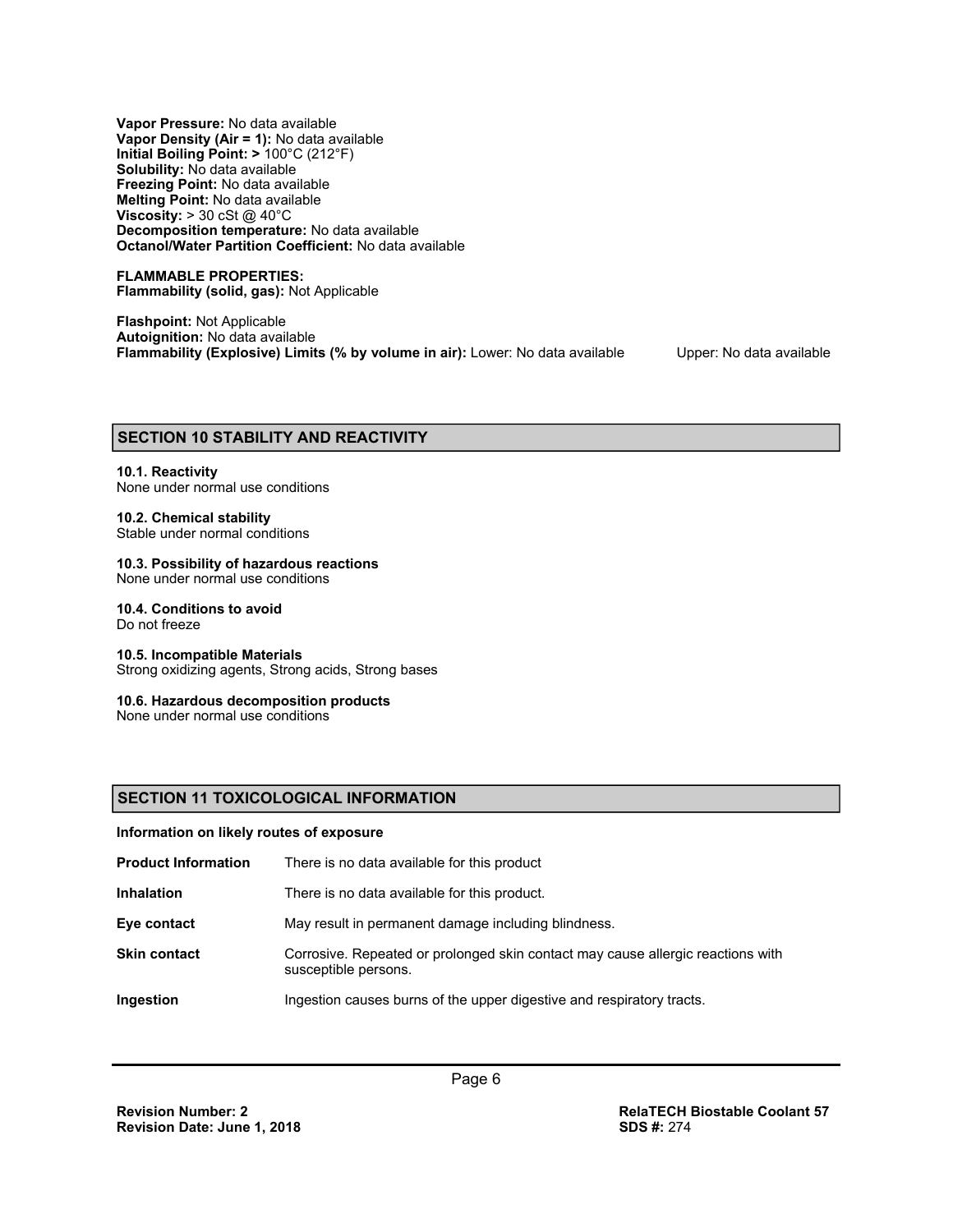**Vapor Pressure:** No data available
**Vapor Density (Air = 1):** No data available
**Initial Boiling Point: >** 100°C (212°F)
**Solubility:** No data available
**Freezing Point:** No data available
**Melting Point:** No data available
**Viscosity:** > 30 cSt @ 40°C
**Decomposition temperature:** No data available
**Octanol/Water Partition Coefficient:** No data available

**FLAMMABLE PROPERTIES:**
**Flammability (solid, gas):** Not Applicable

**Flashpoint:** Not Applicable
**Autoignition:** No data available
**Flammability (Explosive) Limits (% by volume in air):** Lower: No data available Upper: No data available

## SECTION 10 STABILITY AND REACTIVITY

**10.1. Reactivity**
None under normal use conditions

**10.2. Chemical stability**
Stable under normal conditions

**10.3. Possibility of hazardous reactions**
None under normal use conditions

**10.4. Conditions to avoid**
Do not freeze

**10.5. Incompatible Materials**
Strong oxidizing agents, Strong acids, Strong bases

**10.6. Hazardous decomposition products**
None under normal use conditions

## SECTION 11 TOXICOLOGICAL INFORMATION

**Information on likely routes of exposure**

| | |
|---|---|
| **Product Information** | There is no data available for this product |
| **Inhalation** | There is no data available for this product. |
| **Eye contact** | May result in permanent damage including blindness. |
| **Skin contact** | Corrosive. Repeated or prolonged skin contact may cause allergic reactions with susceptible persons. |
| **Ingestion** | Ingestion causes burns of the upper digestive and respiratory tracts. |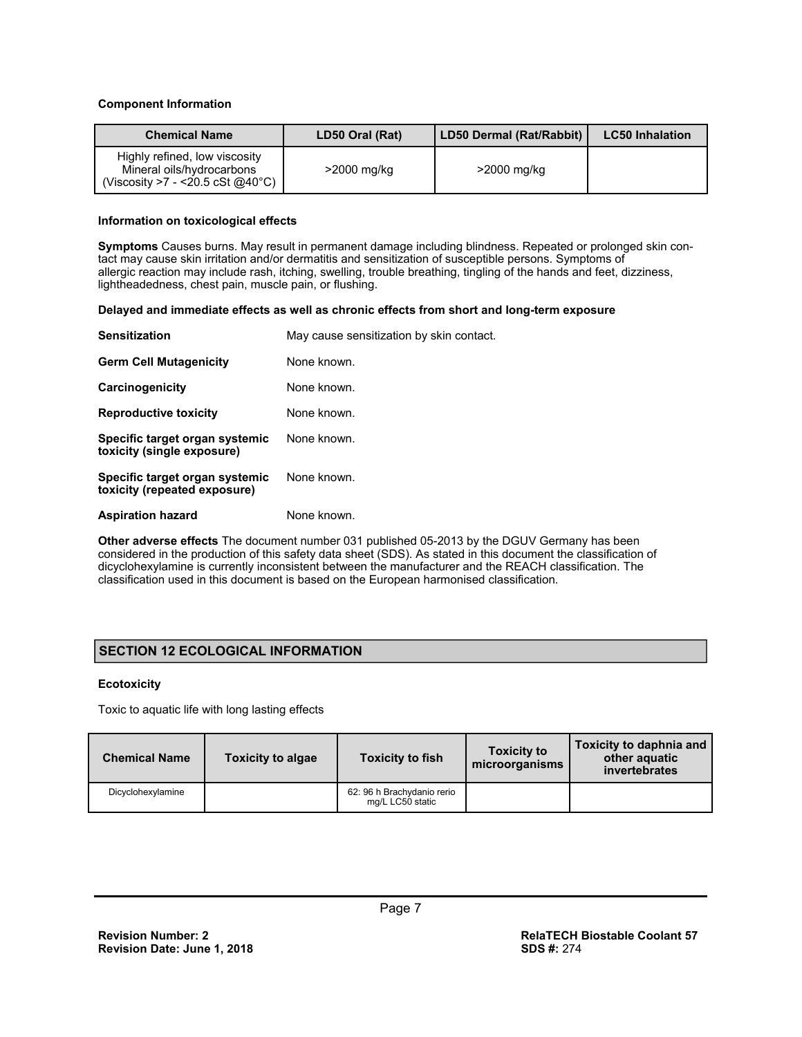**Component Information**

| Chemical Name | LD50 Oral (Rat) | LD50 Dermal (Rat/Rabbit) | LC50 Inhalation |
|---|---|---|---|
| Highly refined, low viscosity Mineral oils/hydrocarbons (Viscosity >7 - <20.5 cSt @40°C) | >2000 mg/kg | >2000 mg/kg | |

**Information on toxicological effects**

**Symptoms** Causes burns. May result in permanent damage including blindness. Repeated or prolonged skin contact may cause skin irritation and/or dermatitis and sensitization of susceptible persons. Symptoms of allergic reaction may include rash, itching, swelling, trouble breathing, tingling of the hands and feet, dizziness, lightheadedness, chest pain, muscle pain, or flushing.

**Delayed and immediate effects as well as chronic effects from short and long-term exposure**

**Sensitization** May cause sensitization by skin contact.

**Germ Cell Mutagenicity** None known.

**Carcinogenicity** None known.

**Reproductive toxicity** None known.

**Specific target organ systemic toxicity (single exposure)** None known.

**Specific target organ systemic toxicity (repeated exposure)** None known.

**Aspiration hazard** None known.

**Other adverse effects** The document number 031 published 05-2013 by the DGUV Germany has been considered in the production of this safety data sheet (SDS). As stated in this document the classification of dicyclohexylamine is currently inconsistent between the manufacturer and the REACH classification. The classification used in this document is based on the European harmonised classification.

## SECTION 12 ECOLOGICAL INFORMATION

**Ecotoxicity**

Toxic to aquatic life with long lasting effects

| Chemical Name | Toxicity to algae | Toxicity to fish | Toxicity to microorganisms | Toxicity to daphnia and other aquatic invertebrates |
|---|---|---|---|---|
| Dicyclohexylamine | | 62: 96 h Brachydanio rerio mg/L LC50 static | | |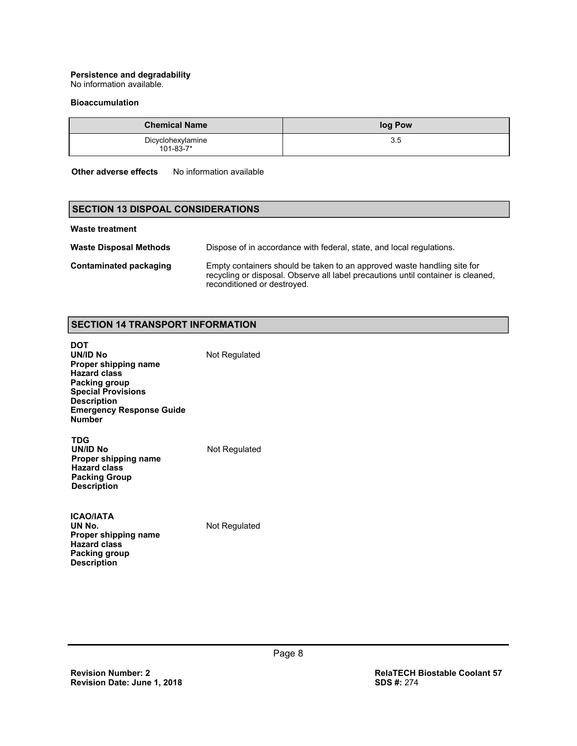**Persistence and degradability**
No information available.

**Bioaccumulation**

| Chemical Name | log Pow |
|---|---|
| Dicyclohexylamine 101-83-7* | 3.5 |

**Other adverse effects** No information available

## SECTION 13 DISPOAL CONSIDERATIONS

**Waste treatment**

**Waste Disposal Methods** Dispose of in accordance with federal, state, and local regulations.

**Contaminated packaging** Empty containers should be taken to an approved waste handling site for recycling or disposal. Observe all label precautions until container is cleaned, reconditioned or destroyed.

## SECTION 14 TRANSPORT INFORMATION

**DOT**
**UN/ID No** Not Regulated
**Proper shipping name**
**Hazard class**
**Packing group**
**Special Provisions**
**Description**
**Emergency Response Guide Number**

**TDG**
**UN/ID No** Not Regulated
**Proper shipping name**
**Hazard class**
**Packing Group**
**Description**

**ICAO/IATA**
**UN No.** Not Regulated
**Proper shipping name**
**Hazard class**
**Packing group**
**Description**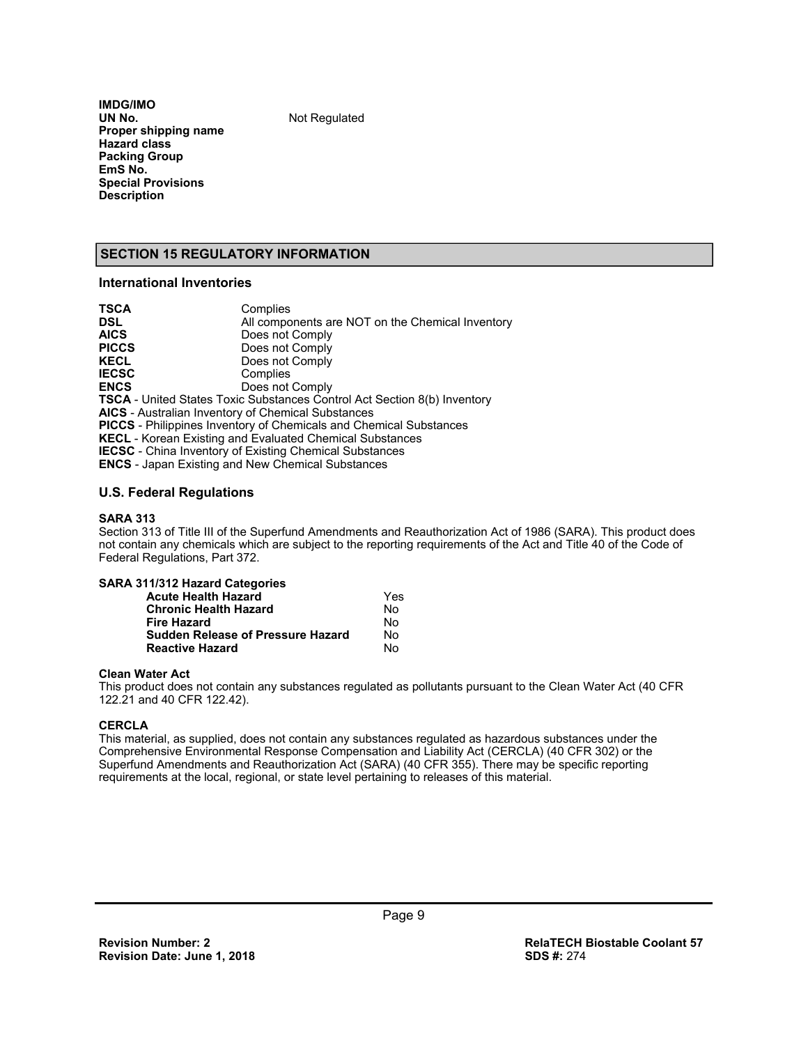**IMDG/IMO**

| | |
|---|---|
| **UN No.** | Not Regulated |
| **Proper shipping name** | |
| **Hazard class** | |
| **Packing Group** | |
| **EmS No.** | |
| **Special Provisions** | |
| **Description** | |

## SECTION 15 REGULATORY INFORMATION

### International Inventories

| | |
|---|---|
| **TSCA** | Complies |
| **DSL** | All components are NOT on the Chemical Inventory |
| **AICS** | Does not Comply |
| **PICCS** | Does not Comply |
| **KECL** | Does not Comply |
| **IECSC** | Complies |
| **ENCS** | Does not Comply |

**TSCA** - United States Toxic Substances Control Act Section 8(b) Inventory
**AICS** - Australian Inventory of Chemical Substances
**PICCS** - Philippines Inventory of Chemicals and Chemical Substances
**KECL** - Korean Existing and Evaluated Chemical Substances
**IECSC** - China Inventory of Existing Chemical Substances
**ENCS** - Japan Existing and New Chemical Substances

### U.S. Federal Regulations

**SARA 313**

Section 313 of Title III of the Superfund Amendments and Reauthorization Act of 1986 (SARA). This product does not contain any chemicals which are subject to the reporting requirements of the Act and Title 40 of the Code of Federal Regulations, Part 372.

**SARA 311/312 Hazard Categories**

| | |
|---|---|
| **Acute Health Hazard** | Yes |
| **Chronic Health Hazard** | No |
| **Fire Hazard** | No |
| **Sudden Release of Pressure Hazard** | No |
| **Reactive Hazard** | No |

**Clean Water Act**

This product does not contain any substances regulated as pollutants pursuant to the Clean Water Act (40 CFR 122.21 and 40 CFR 122.42).

**CERCLA**

This material, as supplied, does not contain any substances regulated as hazardous substances under the Comprehensive Environmental Response Compensation and Liability Act (CERCLA) (40 CFR 302) or the Superfund Amendments and Reauthorization Act (SARA) (40 CFR 355). There may be specific reporting requirements at the local, regional, or state level pertaining to releases of this material.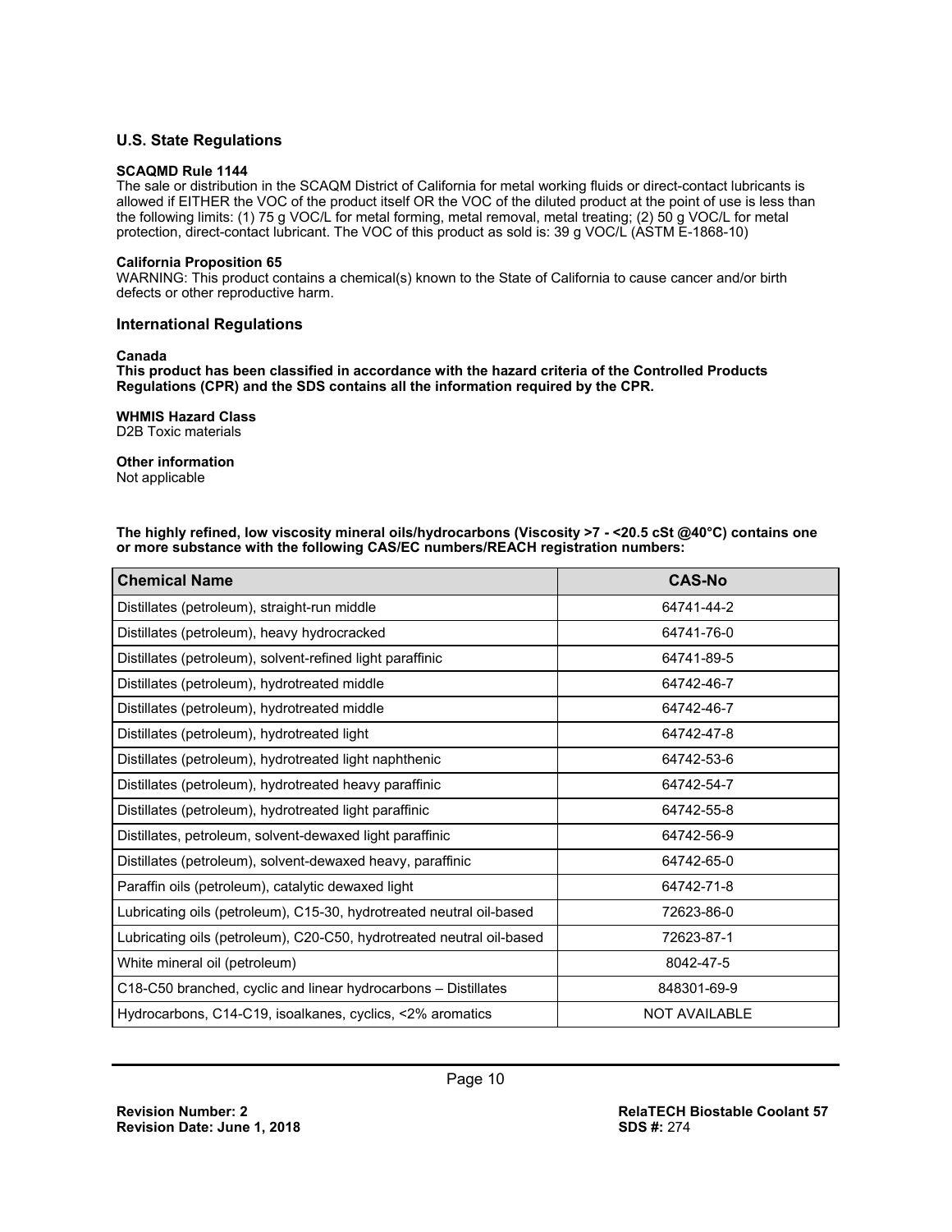## U.S. State Regulations

**SCAQMD Rule 1144**

The sale or distribution in the SCAQM District of California for metal working fluids or direct-contact lubricants is allowed if EITHER the VOC of the product itself OR the VOC of the diluted product at the point of use is less than the following limits: (1) 75 g VOC/L for metal forming, metal removal, metal treating; (2) 50 g VOC/L for metal protection, direct-contact lubricant. The VOC of this product as sold is: 39 g VOC/L (ASTM E-1868-10)

**California Proposition 65**

WARNING: This product contains a chemical(s) known to the State of California to cause cancer and/or birth defects or other reproductive harm.

## International Regulations

**Canada**

**This product has been classified in accordance with the hazard criteria of the Controlled Products Regulations (CPR) and the SDS contains all the information required by the CPR.**

**WHMIS Hazard Class**

D2B Toxic materials

**Other information**

Not applicable

**The highly refined, low viscosity mineral oils/hydrocarbons (Viscosity >7 - <20.5 cSt @40°C) contains one or more substance with the following CAS/EC numbers/REACH registration numbers:**

| Chemical Name | CAS-No |
|---|---|
| Distillates (petroleum), straight-run middle | 64741-44-2 |
| Distillates (petroleum), heavy hydrocracked | 64741-76-0 |
| Distillates (petroleum), solvent-refined light paraffinic | 64741-89-5 |
| Distillates (petroleum), hydrotreated middle | 64742-46-7 |
| Distillates (petroleum), hydrotreated middle | 64742-46-7 |
| Distillates (petroleum), hydrotreated light | 64742-47-8 |
| Distillates (petroleum), hydrotreated light naphthenic | 64742-53-6 |
| Distillates (petroleum), hydrotreated heavy paraffinic | 64742-54-7 |
| Distillates (petroleum), hydrotreated light paraffinic | 64742-55-8 |
| Distillates, petroleum, solvent-dewaxed light paraffinic | 64742-56-9 |
| Distillates (petroleum), solvent-dewaxed heavy, paraffinic | 64742-65-0 |
| Paraffin oils (petroleum), catalytic dewaxed light | 64742-71-8 |
| Lubricating oils (petroleum), C15-30, hydrotreated neutral oil-based | 72623-86-0 |
| Lubricating oils (petroleum), C20-C50, hydrotreated neutral oil-based | 72623-87-1 |
| White mineral oil (petroleum) | 8042-47-5 |
| C18-C50 branched, cyclic and linear hydrocarbons – Distillates | 848301-69-9 |
| Hydrocarbons, C14-C19, isoalkanes, cyclics, <2% aromatics | NOT AVAILABLE |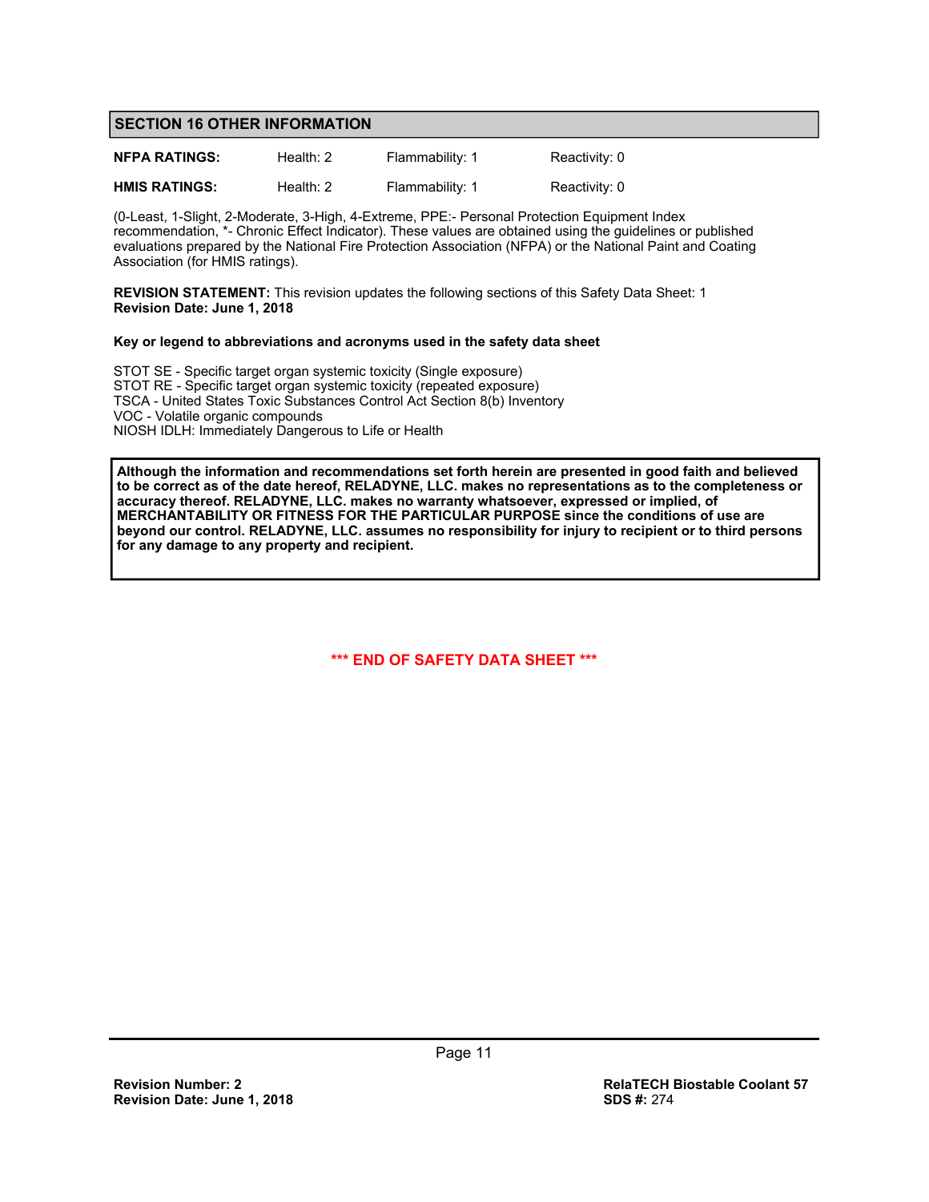## SECTION 16 OTHER INFORMATION

| | | | |
|---|---|---|---|
| **NFPA RATINGS:** | Health: 2 | Flammability: 1 | Reactivity: 0 |
| **HMIS RATINGS:** | Health: 2 | Flammability: 1 | Reactivity: 0 |

(0-Least, 1-Slight, 2-Moderate, 3-High, 4-Extreme, PPE:- Personal Protection Equipment Index recommendation, *- Chronic Effect Indicator). These values are obtained using the guidelines or published evaluations prepared by the National Fire Protection Association (NFPA) or the National Paint and Coating Association (for HMIS ratings).

**REVISION STATEMENT:** This revision updates the following sections of this Safety Data Sheet: 1
**Revision Date: June 1, 2018**

**Key or legend to abbreviations and acronyms used in the safety data sheet**

STOT SE - Specific target organ systemic toxicity (Single exposure)
STOT RE - Specific target organ systemic toxicity (repeated exposure)
TSCA - United States Toxic Substances Control Act Section 8(b) Inventory
VOC - Volatile organic compounds
NIOSH IDLH: Immediately Dangerous to Life or Health

**Although the information and recommendations set forth herein are presented in good faith and believed to be correct as of the date hereof, RELADYNE, LLC. makes no representations as to the completeness or accuracy thereof. RELADYNE, LLC. makes no warranty whatsoever, expressed or implied, of MERCHANTABILITY OR FITNESS FOR THE PARTICULAR PURPOSE since the conditions of use are beyond our control. RELADYNE, LLC. assumes no responsibility for injury to recipient or to third persons for any damage to any property and recipient.**

**\*\*\* END OF SAFETY DATA SHEET \*\*\***